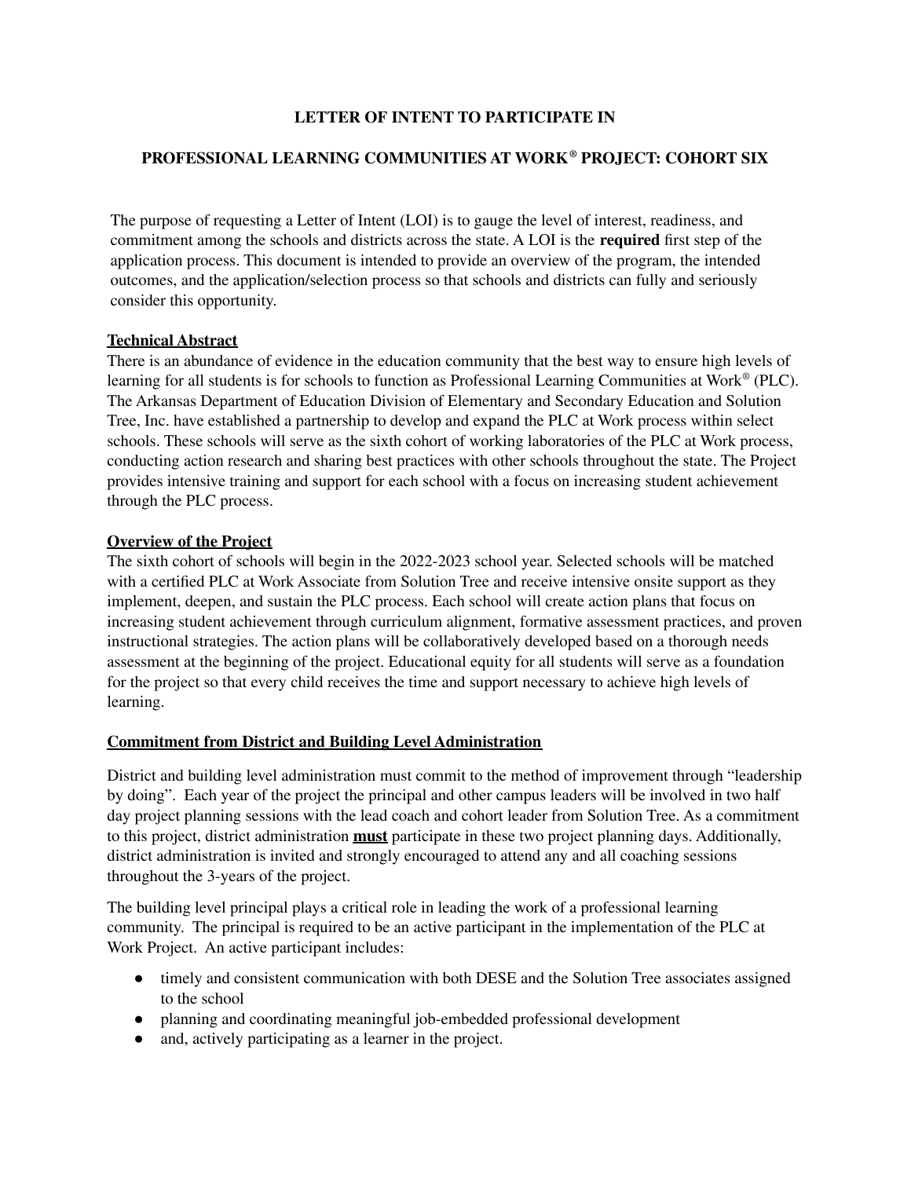# LETTER OF INTENT TO PARTICIPATE IN

# PROFESSIONAL LEARNING COMMUNITIES AT WORK® PROJECT: COHORT SIX

The purpose of requesting a Letter of Intent (LOI) is to gauge the level of interest, readiness, and commitment among the schools and districts across the state. A LOI is the **required** first step of the application process. This document is intended to provide an overview of the program, the intended outcomes, and the application/selection process so that schools and districts can fully and seriously consider this opportunity.

## Technical Abstract

There is an abundance of evidence in the education community that the best way to ensure high levels of learning for all students is for schools to function as Professional Learning Communities at Work® (PLC). The Arkansas Department of Education Division of Elementary and Secondary Education and Solution Tree, Inc. have established a partnership to develop and expand the PLC at Work process within select schools. These schools will serve as the sixth cohort of working laboratories of the PLC at Work process, conducting action research and sharing best practices with other schools throughout the state. The Project provides intensive training and support for each school with a focus on increasing student achievement through the PLC process.

## Overview of the Project

The sixth cohort of schools will begin in the 2022-2023 school year. Selected schools will be matched with a certified PLC at Work Associate from Solution Tree and receive intensive onsite support as they implement, deepen, and sustain the PLC process. Each school will create action plans that focus on increasing student achievement through curriculum alignment, formative assessment practices, and proven instructional strategies. The action plans will be collaboratively developed based on a thorough needs assessment at the beginning of the project. Educational equity for all students will serve as a foundation for the project so that every child receives the time and support necessary to achieve high levels of learning.

## Commitment from District and Building Level Administration

District and building level administration must commit to the method of improvement through "leadership by doing". Each year of the project the principal and other campus leaders will be involved in two half day project planning sessions with the lead coach and cohort leader from Solution Tree. As a commitment to this project, district administration **must** participate in these two project planning days. Additionally, district administration is invited and strongly encouraged to attend any and all coaching sessions throughout the 3-years of the project.

The building level principal plays a critical role in leading the work of a professional learning community. The principal is required to be an active participant in the implementation of the PLC at Work Project. An active participant includes:

- timely and consistent communication with both DESE and the Solution Tree associates assigned to the school
- planning and coordinating meaningful job-embedded professional development
- and, actively participating as a learner in the project.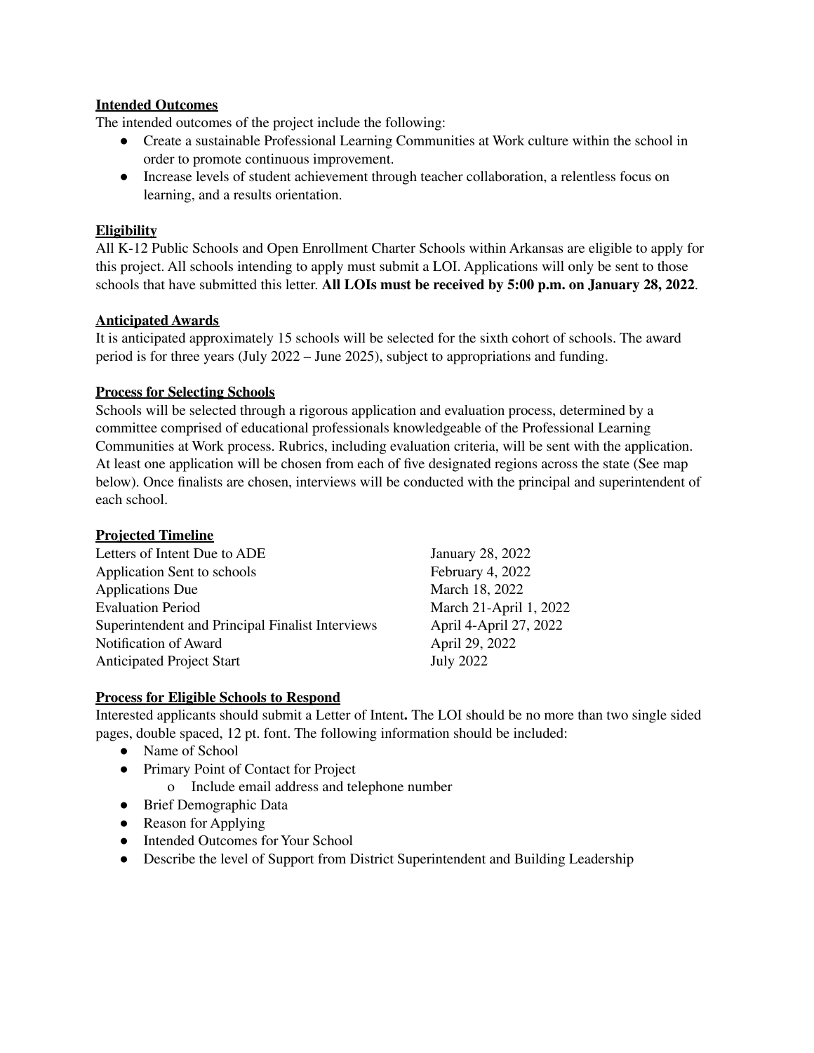**Intended Outcomes**

The intended outcomes of the project include the following:

- Create a sustainable Professional Learning Communities at Work culture within the school in order to promote continuous improvement.
- Increase levels of student achievement through teacher collaboration, a relentless focus on learning, and a results orientation.

**Eligibility**

All K-12 Public Schools and Open Enrollment Charter Schools within Arkansas are eligible to apply for this project. All schools intending to apply must submit a LOI. Applications will only be sent to those schools that have submitted this letter. **All LOIs must be received by 5:00 p.m. on January 28, 2022**.

**Anticipated Awards**

It is anticipated approximately 15 schools will be selected for the sixth cohort of schools. The award period is for three years (July 2022 – June 2025), subject to appropriations and funding.

**Process for Selecting Schools**

Schools will be selected through a rigorous application and evaluation process, determined by a committee comprised of educational professionals knowledgeable of the Professional Learning Communities at Work process. Rubrics, including evaluation criteria, will be sent with the application. At least one application will be chosen from each of five designated regions across the state (See map below). Once finalists are chosen, interviews will be conducted with the principal and superintendent of each school.

**Projected Timeline**

| | |
|---|---|
| Letters of Intent Due to ADE | January 28, 2022 |
| Application Sent to schools | February 4, 2022 |
| Applications Due | March 18, 2022 |
| Evaluation Period | March 21-April 1, 2022 |
| Superintendent and Principal Finalist Interviews | April 4-April 27, 2022 |
| Notification of Award | April 29, 2022 |
| Anticipated Project Start | July 2022 |

**Process for Eligible Schools to Respond**

Interested applicants should submit a Letter of Intent**.** The LOI should be no more than two single sided pages, double spaced, 12 pt. font. The following information should be included:

- Name of School
- Primary Point of Contact for Project
    - Include email address and telephone number
- Brief Demographic Data
- Reason for Applying
- Intended Outcomes for Your School
- Describe the level of Support from District Superintendent and Building Leadership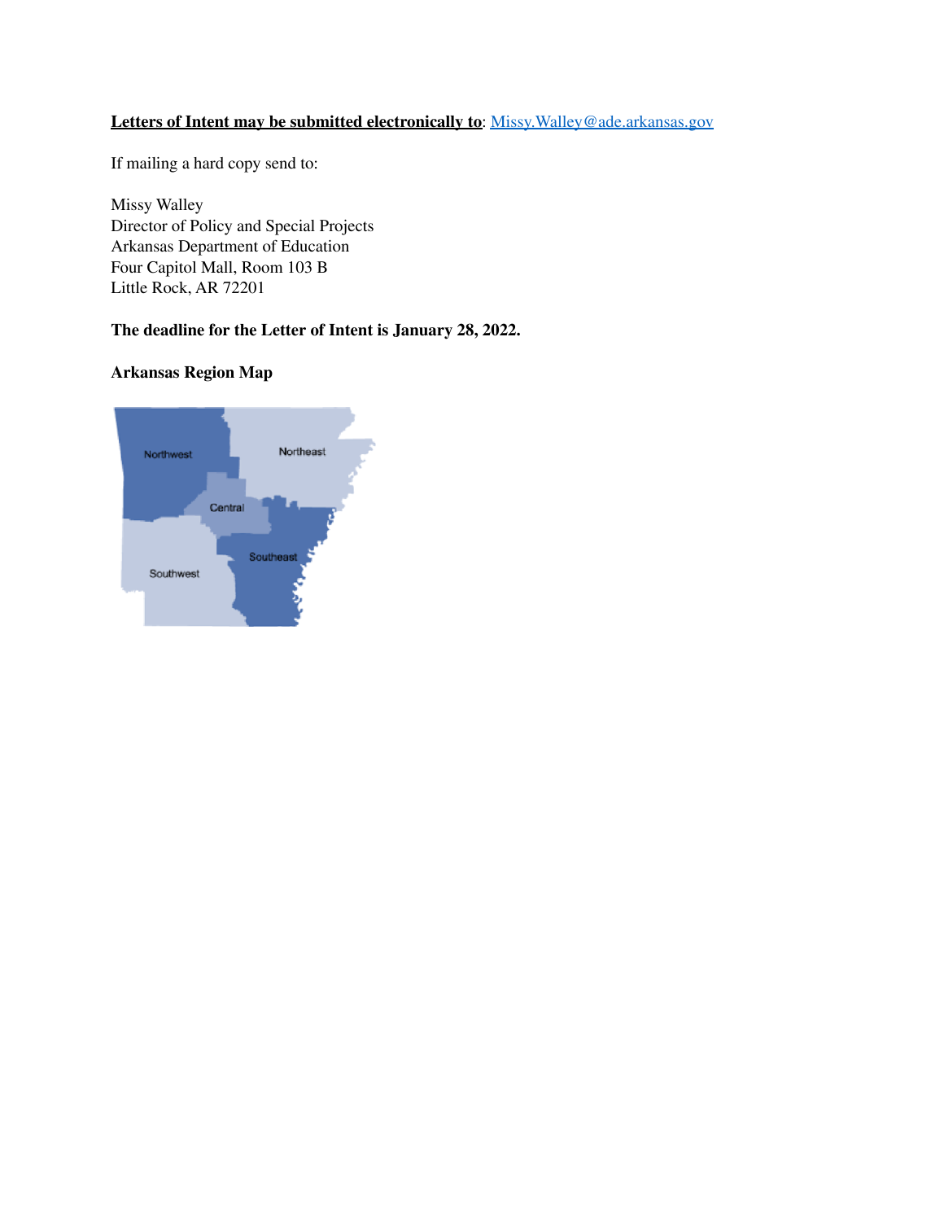**Letters of Intent may be submitted electronically to**: Missy.Walley@ade.arkansas.gov

If mailing a hard copy send to:

Missy Walley
Director of Policy and Special Projects
Arkansas Department of Education
Four Capitol Mall, Room 103 B
Little Rock, AR 72201

**The deadline for the Letter of Intent is January 28, 2022.**

**Arkansas Region Map**

Northwest
Northeast
Central
Southeast
Southwest